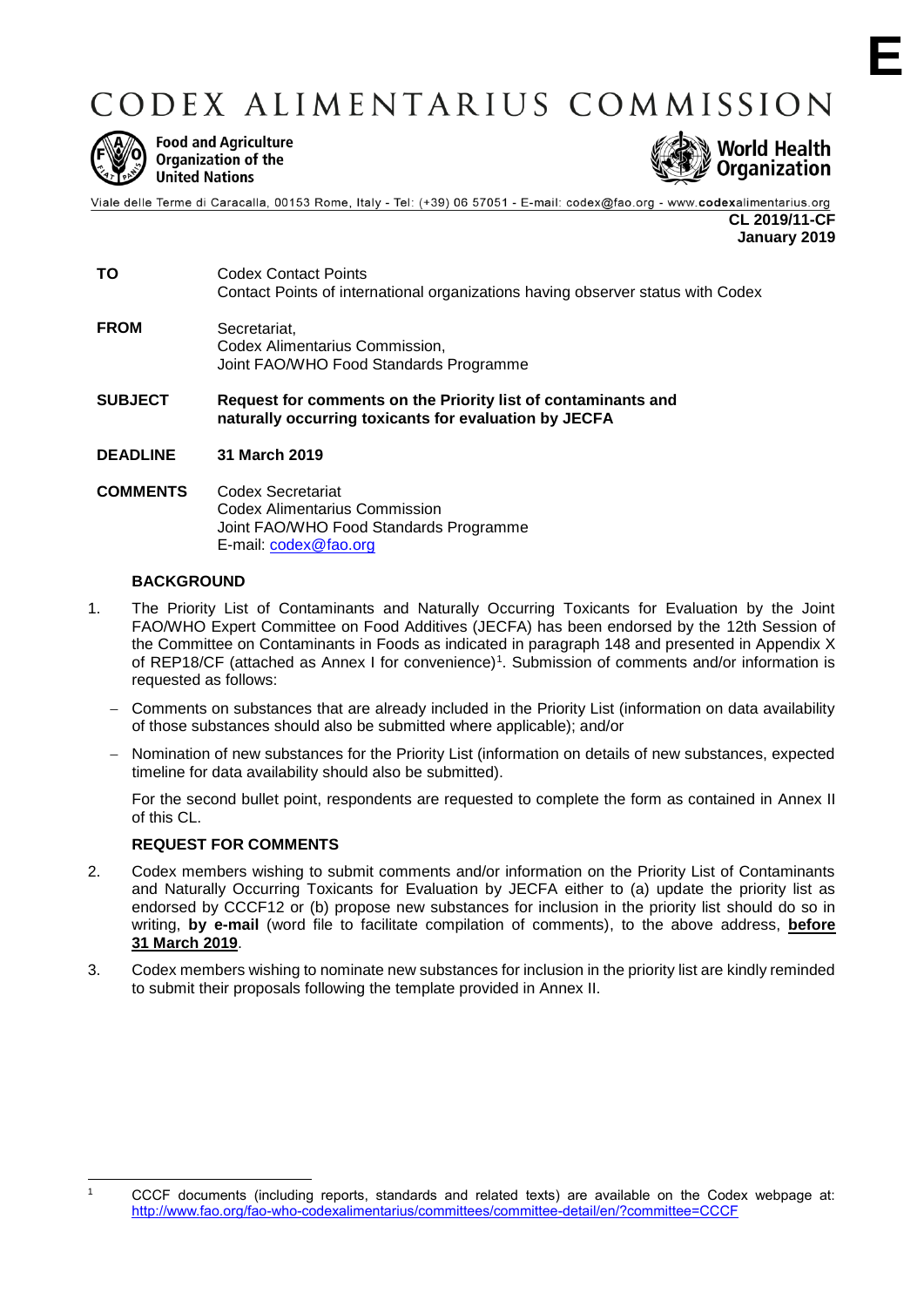**E**

# CODEX ALIMENTARIUS COMMISSION

**Food and Agriculture Organization of the United Nations**

**World Health Organization**

Viale delle Terme di Caracalla, 00153 Rome, Italy - Tel: (+39) 06 57051 - E-mail: codex@fao.org - www.codexalimentarius.org

**CL 2019/11-CF**
**January 2019**

| | |
|---|---|
| **TO** | Codex Contact Points<br>Contact Points of international organizations having observer status with Codex |
| **FROM** | Secretariat,<br>Codex Alimentarius Commission,<br>Joint FAO/WHO Food Standards Programme |
| **SUBJECT** | **Request for comments on the Priority list of contaminants and naturally occurring toxicants for evaluation by JECFA** |
| **DEADLINE** | **31 March 2019** |
| **COMMENTS** | Codex Secretariat<br>Codex Alimentarius Commission<br>Joint FAO/WHO Food Standards Programme<br>E-mail: codex@fao.org |

### BACKGROUND

1. The Priority List of Contaminants and Naturally Occurring Toxicants for Evaluation by the Joint FAO/WHO Expert Committee on Food Additives (JECFA) has been endorsed by the 12th Session of the Committee on Contaminants in Foods as indicated in paragraph 148 and presented in Appendix X of REP18/CF (attached as Annex I for convenience)[1]. Submission of comments and/or information is requested as follows:

   - Comments on substances that are already included in the Priority List (information on data availability of those substances should also be submitted where applicable); and/or
   - Nomination of new substances for the Priority List (information on details of new substances, expected timeline for data availability should also be submitted).

   For the second bullet point, respondents are requested to complete the form as contained in Annex II of this CL.

### REQUEST FOR COMMENTS

2. Codex members wishing to submit comments and/or information on the Priority List of Contaminants and Naturally Occurring Toxicants for Evaluation by JECFA either to (a) update the priority list as endorsed by CCCF12 or (b) propose new substances for inclusion in the priority list should do so in writing, **by e-mail** (word file to facilitate compilation of comments), to the above address, **before 31 March 2019**.

3. Codex members wishing to nominate new substances for inclusion in the priority list are kindly reminded to submit their proposals following the template provided in Annex II.

---

[1] CCCF documents (including reports, standards and related texts) are available on the Codex webpage at: http://www.fao.org/fao-who-codexalimentarius/committees/committee-detail/en/?committee=CCCF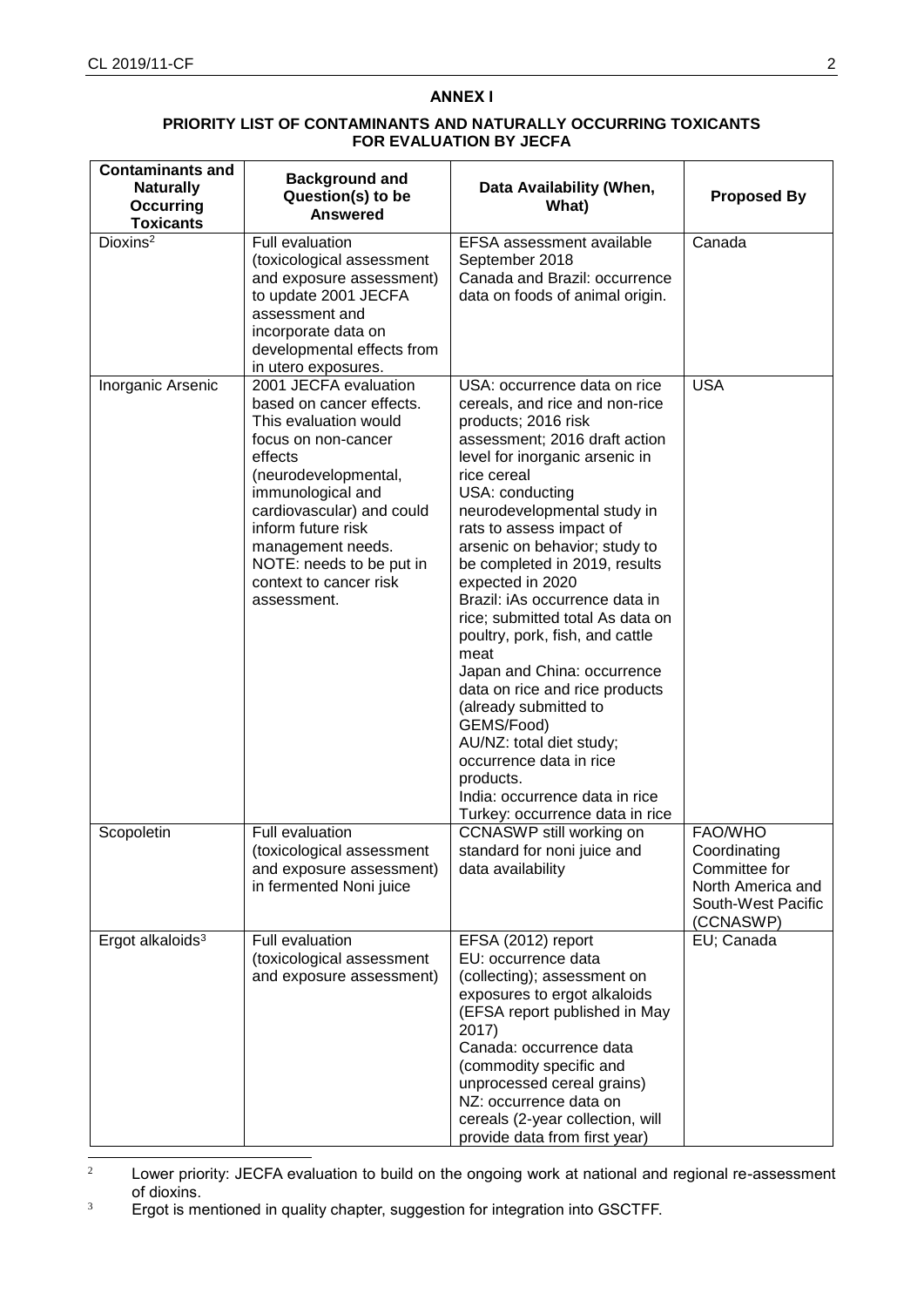**ANNEX I**

**PRIORITY LIST OF CONTAMINANTS AND NATURALLY OCCURRING TOXICANTS FOR EVALUATION BY JECFA**

| Contaminants and Naturally Occurring Toxicants | Background and Question(s) to be Answered | Data Availability (When, What) | Proposed By |
|---|---|---|---|
| Dioxins[2] | Full evaluation (toxicological assessment and exposure assessment) to update 2001 JECFA assessment and incorporate data on developmental effects from in utero exposures. | EFSA assessment available September 2018<br>Canada and Brazil: occurrence data on foods of animal origin. | Canada |
| Inorganic Arsenic | 2001 JECFA evaluation based on cancer effects. This evaluation would focus on non-cancer effects (neurodevelopmental, immunological and cardiovascular) and could inform future risk management needs. NOTE: needs to be put in context to cancer risk assessment. | USA: occurrence data on rice cereals, and rice and non-rice products; 2016 risk assessment; 2016 draft action level for inorganic arsenic in rice cereal<br>USA: conducting neurodevelopmental study in rats to assess impact of arsenic on behavior; study to be completed in 2019, results expected in 2020<br>Brazil: iAs occurrence data in rice; submitted total As data on poultry, pork, fish, and cattle meat<br>Japan and China: occurrence data on rice and rice products (already submitted to GEMS/Food)<br>AU/NZ: total diet study; occurrence data in rice products.<br>India: occurrence data in rice<br>Turkey: occurrence data in rice | USA |
| Scopoletin | Full evaluation (toxicological assessment and exposure assessment) in fermented Noni juice | CCNASWP still working on standard for noni juice and data availability | FAO/WHO Coordinating Committee for North America and South-West Pacific (CCNASWP) |
| Ergot alkaloids[3] | Full evaluation (toxicological assessment and exposure assessment) | EFSA (2012) report<br>EU: occurrence data (collecting); assessment on exposures to ergot alkaloids (EFSA report published in May 2017)<br>Canada: occurrence data (commodity specific and unprocessed cereal grains)<br>NZ: occurrence data on cereals (2-year collection, will provide data from first year) | EU; Canada |

[2] Lower priority: JECFA evaluation to build on the ongoing work at national and regional re-assessment of dioxins.

[3] Ergot is mentioned in quality chapter, suggestion for integration into GSCTFF.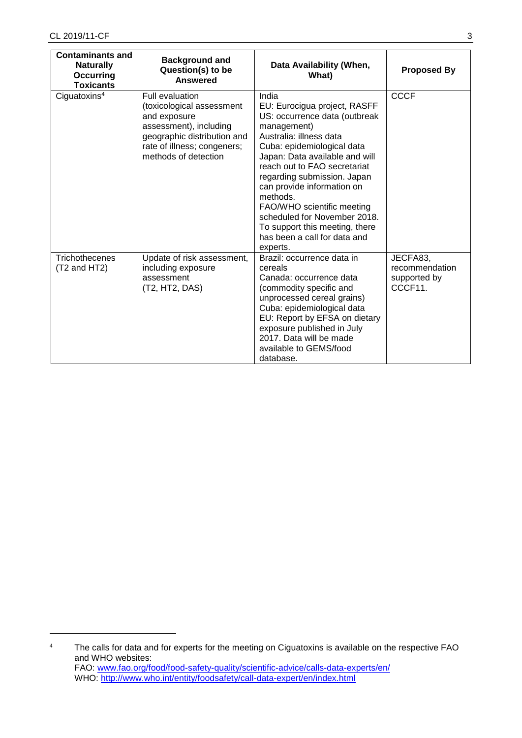| Contaminants and Naturally Occurring Toxicants | Background and Question(s) to be Answered | Data Availability (When, What) | Proposed By |
|---|---|---|---|
| Ciguatoxins[4] | Full evaluation (toxicological assessment and exposure assessment), including geographic distribution and rate of illness; congeners; methods of detection | India<br>EU: Eurocigua project, RASFF<br>US: occurrence data (outbreak management)<br>Australia: illness data<br>Cuba: epidemiological data<br>Japan: Data available and will reach out to FAO secretariat regarding submission. Japan can provide information on methods.<br>FAO/WHO scientific meeting scheduled for November 2018. To support this meeting, there has been a call for data and experts. | CCCF |
| Trichothecenes (T2 and HT2) | Update of risk assessment, including exposure assessment (T2, HT2, DAS) | Brazil: occurrence data in cereals<br>Canada: occurrence data (commodity specific and unprocessed cereal grains)<br>Cuba: epidemiological data<br>EU: Report by EFSA on dietary exposure published in July 2017. Data will be made available to GEMS/food database. | JECFA83, recommendation supported by CCCF11. |

[4] The calls for data and for experts for the meeting on Ciguatoxins is available on the respective FAO and WHO websites:
FAO: www.fao.org/food/food-safety-quality/scientific-advice/calls-data-experts/en/
WHO: http://www.who.int/entity/foodsafety/call-data-expert/en/index.html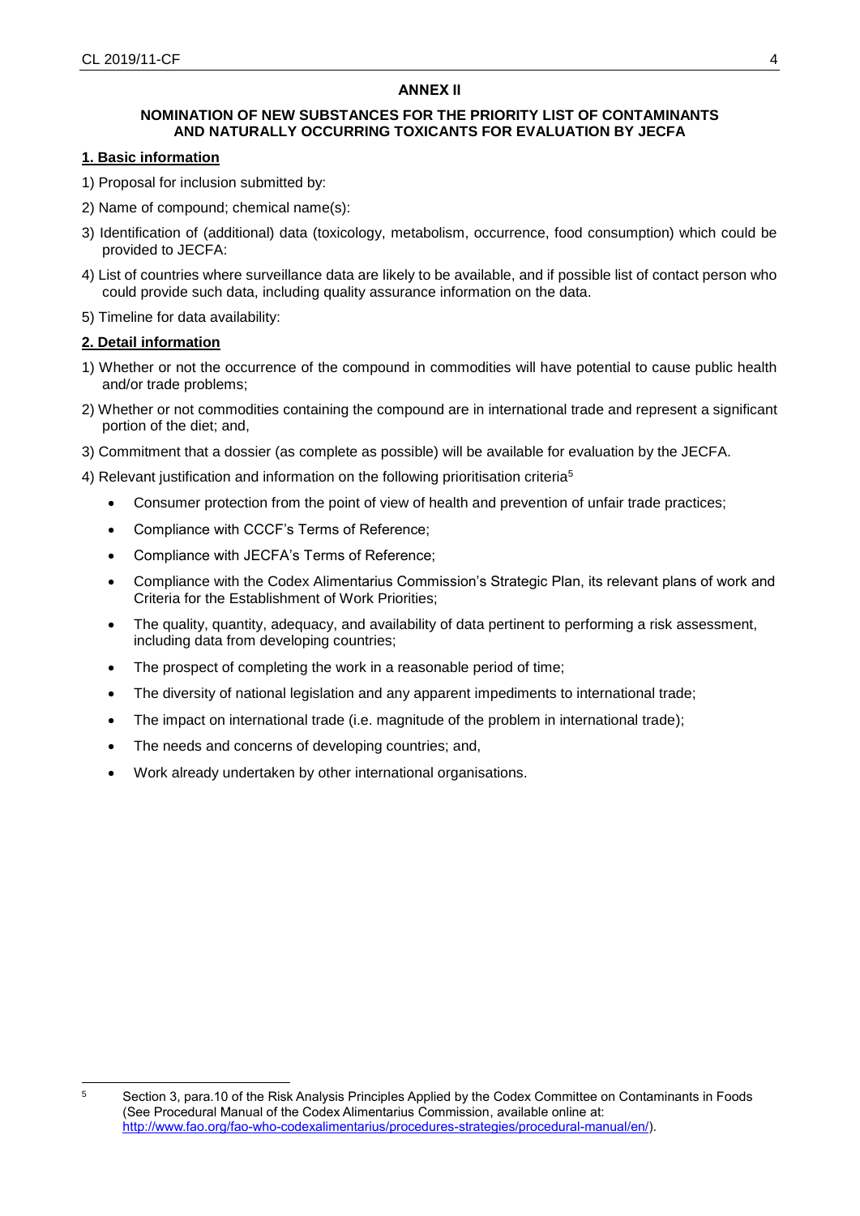## ANNEX II

### NOMINATION OF NEW SUBSTANCES FOR THE PRIORITY LIST OF CONTAMINANTS AND NATURALLY OCCURRING TOXICANTS FOR EVALUATION BY JECFA

**1. Basic information**

1) Proposal for inclusion submitted by:

2) Name of compound; chemical name(s):

3) Identification of (additional) data (toxicology, metabolism, occurrence, food consumption) which could be provided to JECFA:

4) List of countries where surveillance data are likely to be available, and if possible list of contact person who could provide such data, including quality assurance information on the data.

5) Timeline for data availability:

**2. Detail information**

1) Whether or not the occurrence of the compound in commodities will have potential to cause public health and/or trade problems;

2) Whether or not commodities containing the compound are in international trade and represent a significant portion of the diet; and,

3) Commitment that a dossier (as complete as possible) will be available for evaluation by the JECFA.

4) Relevant justification and information on the following prioritisation criteria[5]

- Consumer protection from the point of view of health and prevention of unfair trade practices;
- Compliance with CCCF's Terms of Reference;
- Compliance with JECFA's Terms of Reference;
- Compliance with the Codex Alimentarius Commission's Strategic Plan, its relevant plans of work and Criteria for the Establishment of Work Priorities;
- The quality, quantity, adequacy, and availability of data pertinent to performing a risk assessment, including data from developing countries;
- The prospect of completing the work in a reasonable period of time;
- The diversity of national legislation and any apparent impediments to international trade;
- The impact on international trade (i.e. magnitude of the problem in international trade);
- The needs and concerns of developing countries; and,
- Work already undertaken by other international organisations.

[5] Section 3, para.10 of the Risk Analysis Principles Applied by the Codex Committee on Contaminants in Foods (See Procedural Manual of the Codex Alimentarius Commission, available online at: http://www.fao.org/fao-who-codexalimentarius/procedures-strategies/procedural-manual/en/).